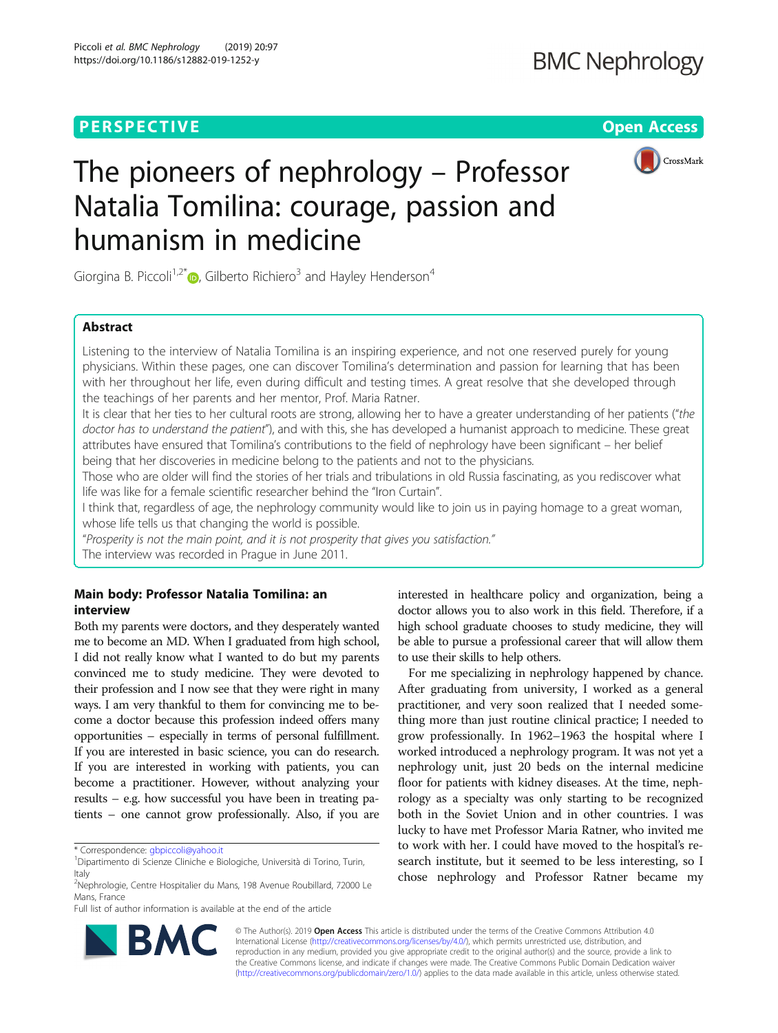# The pioneers of nephrology – Professor Natalia Tomilina: courage, passion and humanism in medicine

Giorgina B. Piccoli[1,2*], Gilberto Richiero[3] and Hayley Henderson[4]

## Abstract

Listening to the interview of Natalia Tomilina is an inspiring experience, and not one reserved purely for young physicians. Within these pages, one can discover Tomilina's determination and passion for learning that has been with her throughout her life, even during difficult and testing times. A great resolve that she developed through the teachings of her parents and her mentor, Prof. Maria Ratner.

It is clear that her ties to her cultural roots are strong, allowing her to have a greater understanding of her patients ("*the doctor has to understand the patient*"), and with this, she has developed a humanist approach to medicine. These great attributes have ensured that Tomilina's contributions to the field of nephrology have been significant – her belief being that her discoveries in medicine belong to the patients and not to the physicians.

Those who are older will find the stories of her trials and tribulations in old Russia fascinating, as you rediscover what life was like for a female scientific researcher behind the "Iron Curtain".

I think that, regardless of age, the nephrology community would like to join us in paying homage to a great woman, whose life tells us that changing the world is possible.

"*Prosperity is not the main point, and it is not prosperity that gives you satisfaction.*"

The interview was recorded in Prague in June 2011.

## Main body: Professor Natalia Tomilina: an interview

Both my parents were doctors, and they desperately wanted me to become an MD. When I graduated from high school, I did not really know what I wanted to do but my parents convinced me to study medicine. They were devoted to their profession and I now see that they were right in many ways. I am very thankful to them for convincing me to become a doctor because this profession indeed offers many opportunities – especially in terms of personal fulfillment. If you are interested in basic science, you can do research. If you are interested in working with patients, you can become a practitioner. However, without analyzing your results – e.g. how successful you have been in treating patients – one cannot grow professionally. Also, if you are interested in healthcare policy and organization, being a doctor allows you to also work in this field. Therefore, if a high school graduate chooses to study medicine, they will be able to pursue a professional career that will allow them to use their skills to help others.

For me specializing in nephrology happened by chance. After graduating from university, I worked as a general practitioner, and very soon realized that I needed something more than just routine clinical practice; I needed to grow professionally. In 1962–1963 the hospital where I worked introduced a nephrology program. It was not yet a nephrology unit, just 20 beds on the internal medicine floor for patients with kidney diseases. At the time, nephrology as a specialty was only starting to be recognized both in the Soviet Union and in other countries. I was lucky to have met Professor Maria Ratner, who invited me to work with her. I could have moved to the hospital's research institute, but it seemed to be less interesting, so I chose nephrology and Professor Ratner became my

\* Correspondence: gbpiccoli@yahoo.it

[1]Dipartimento di Scienze Cliniche e Biologiche, Università di Torino, Turin, Italy

[2]Nephrologie, Centre Hospitalier du Mans, 198 Avenue Roubillard, 72000 Le Mans, France

Full list of author information is available at the end of the article

© The Author(s). 2019 **Open Access** This article is distributed under the terms of the Creative Commons Attribution 4.0 International License (http://creativecommons.org/licenses/by/4.0/), which permits unrestricted use, distribution, and reproduction in any medium, provided you give appropriate credit to the original author(s) and the source, provide a link to the Creative Commons license, and indicate if changes were made. The Creative Commons Public Domain Dedication waiver (http://creativecommons.org/publicdomain/zero/1.0/) applies to the data made available in this article, unless otherwise stated.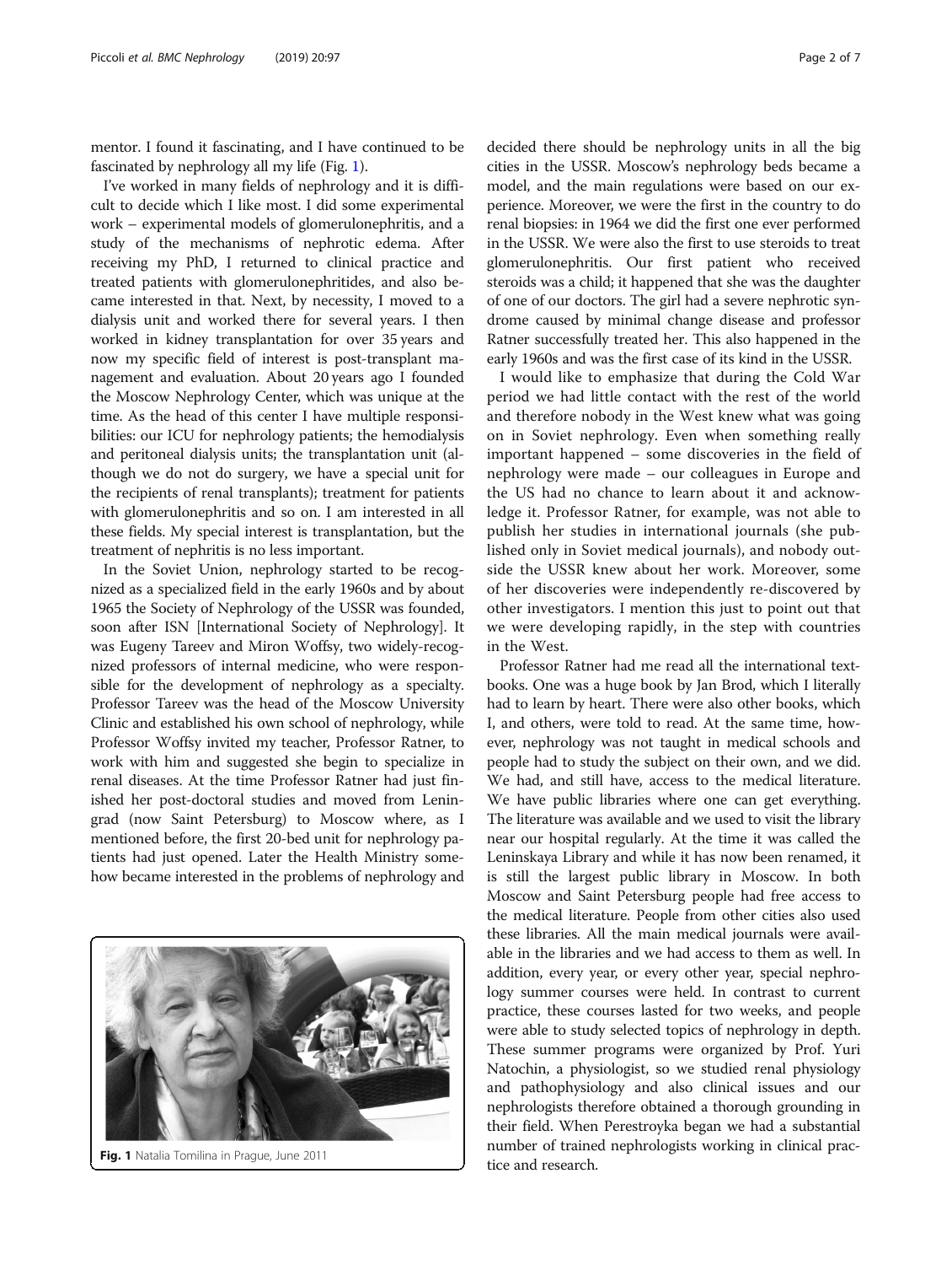mentor. I found it fascinating, and I have continued to be fascinated by nephrology all my life (Fig. 1).

I've worked in many fields of nephrology and it is difficult to decide which I like most. I did some experimental work – experimental models of glomerulonephritis, and a study of the mechanisms of nephrotic edema. After receiving my PhD, I returned to clinical practice and treated patients with glomerulonephritides, and also became interested in that. Next, by necessity, I moved to a dialysis unit and worked there for several years. I then worked in kidney transplantation for over 35 years and now my specific field of interest is post-transplant management and evaluation. About 20 years ago I founded the Moscow Nephrology Center, which was unique at the time. As the head of this center I have multiple responsibilities: our ICU for nephrology patients; the hemodialysis and peritoneal dialysis units; the transplantation unit (although we do not do surgery, we have a special unit for the recipients of renal transplants); treatment for patients with glomerulonephritis and so on. I am interested in all these fields. My special interest is transplantation, but the treatment of nephritis is no less important.

In the Soviet Union, nephrology started to be recognized as a specialized field in the early 1960s and by about 1965 the Society of Nephrology of the USSR was founded, soon after ISN [International Society of Nephrology]. It was Eugeny Tareev and Miron Woffsy, two widely-recognized professors of internal medicine, who were responsible for the development of nephrology as a specialty. Professor Tareev was the head of the Moscow University Clinic and established his own school of nephrology, while Professor Woffsy invited my teacher, Professor Ratner, to work with him and suggested she begin to specialize in renal diseases. At the time Professor Ratner had just finished her post-doctoral studies and moved from Leningrad (now Saint Petersburg) to Moscow where, as I mentioned before, the first 20-bed unit for nephrology patients had just opened. Later the Health Ministry somehow became interested in the problems of nephrology and decided there should be nephrology units in all the big cities in the USSR. Moscow's nephrology beds became a model, and the main regulations were based on our experience. Moreover, we were the first in the country to do renal biopsies: in 1964 we did the first one ever performed in the USSR. We were also the first to use steroids to treat glomerulonephritis. Our first patient who received steroids was a child; it happened that she was the daughter of one of our doctors. The girl had a severe nephrotic syndrome caused by minimal change disease and professor Ratner successfully treated her. This also happened in the early 1960s and was the first case of its kind in the USSR.

Fig. 1 Natalia Tomilina in Prague, June 2011

I would like to emphasize that during the Cold War period we had little contact with the rest of the world and therefore nobody in the West knew what was going on in Soviet nephrology. Even when something really important happened – some discoveries in the field of nephrology were made – our colleagues in Europe and the US had no chance to learn about it and acknowledge it. Professor Ratner, for example, was not able to publish her studies in international journals (she published only in Soviet medical journals), and nobody outside the USSR knew about her work. Moreover, some of her discoveries were independently re-discovered by other investigators. I mention this just to point out that we were developing rapidly, in the step with countries in the West.

Professor Ratner had me read all the international textbooks. One was a huge book by Jan Brod, which I literally had to learn by heart. There were also other books, which I, and others, were told to read. At the same time, however, nephrology was not taught in medical schools and people had to study the subject on their own, and we did. We had, and still have, access to the medical literature. We have public libraries where one can get everything. The literature was available and we used to visit the library near our hospital regularly. At the time it was called the Leninskaya Library and while it has now been renamed, it is still the largest public library in Moscow. In both Moscow and Saint Petersburg people had free access to the medical literature. People from other cities also used these libraries. All the main medical journals were available in the libraries and we had access to them as well. In addition, every year, or every other year, special nephrology summer courses were held. In contrast to current practice, these courses lasted for two weeks, and people were able to study selected topics of nephrology in depth. These summer programs were organized by Prof. Yuri Natochin, a physiologist, so we studied renal physiology and pathophysiology and also clinical issues and our nephrologists therefore obtained a thorough grounding in their field. When Perestroyka began we had a substantial number of trained nephrologists working in clinical practice and research.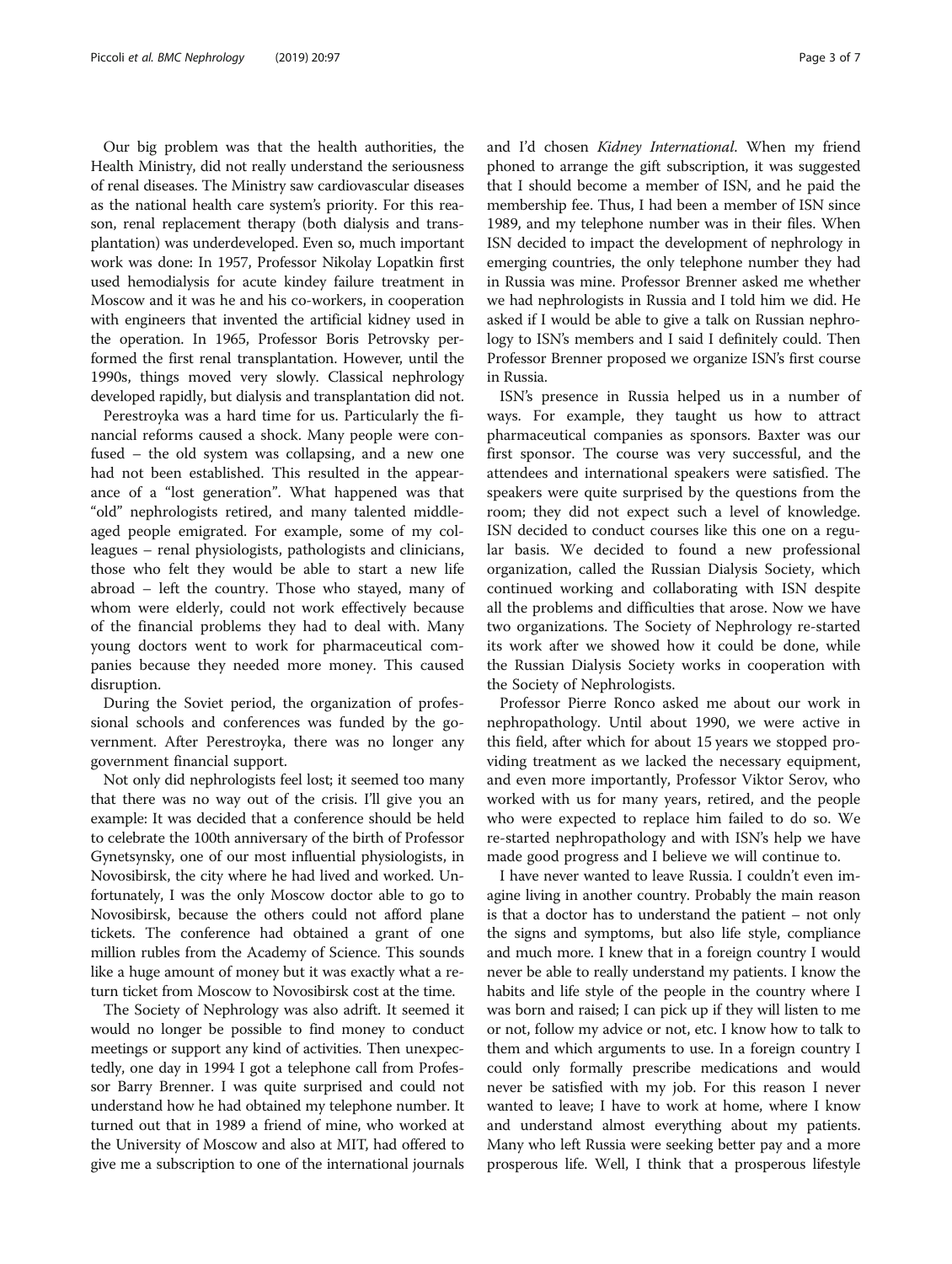Our big problem was that the health authorities, the Health Ministry, did not really understand the seriousness of renal diseases. The Ministry saw cardiovascular diseases as the national health care system's priority. For this reason, renal replacement therapy (both dialysis and transplantation) was underdeveloped. Even so, much important work was done: In 1957, Professor Nikolay Lopatkin first used hemodialysis for acute kindey failure treatment in Moscow and it was he and his co-workers, in cooperation with engineers that invented the artificial kidney used in the operation. In 1965, Professor Boris Petrovsky performed the first renal transplantation. However, until the 1990s, things moved very slowly. Classical nephrology developed rapidly, but dialysis and transplantation did not.

Perestroyka was a hard time for us. Particularly the financial reforms caused a shock. Many people were confused – the old system was collapsing, and a new one had not been established. This resulted in the appearance of a "lost generation". What happened was that "old" nephrologists retired, and many talented middle-aged people emigrated. For example, some of my colleagues – renal physiologists, pathologists and clinicians, those who felt they would be able to start a new life abroad – left the country. Those who stayed, many of whom were elderly, could not work effectively because of the financial problems they had to deal with. Many young doctors went to work for pharmaceutical companies because they needed more money. This caused disruption.

During the Soviet period, the organization of professional schools and conferences was funded by the government. After Perestroyka, there was no longer any government financial support.

Not only did nephrologists feel lost; it seemed too many that there was no way out of the crisis. I'll give you an example: It was decided that a conference should be held to celebrate the 100th anniversary of the birth of Professor Gynetsynsky, one of our most influential physiologists, in Novosibirsk, the city where he had lived and worked. Unfortunately, I was the only Moscow doctor able to go to Novosibirsk, because the others could not afford plane tickets. The conference had obtained a grant of one million rubles from the Academy of Science. This sounds like a huge amount of money but it was exactly what a return ticket from Moscow to Novosibirsk cost at the time.

The Society of Nephrology was also adrift. It seemed it would no longer be possible to find money to conduct meetings or support any kind of activities. Then unexpectedly, one day in 1994 I got a telephone call from Professor Barry Brenner. I was quite surprised and could not understand how he had obtained my telephone number. It turned out that in 1989 a friend of mine, who worked at the University of Moscow and also at MIT, had offered to give me a subscription to one of the international journals and I'd chosen *Kidney International*. When my friend phoned to arrange the gift subscription, it was suggested that I should become a member of ISN, and he paid the membership fee. Thus, I had been a member of ISN since 1989, and my telephone number was in their files. When ISN decided to impact the development of nephrology in emerging countries, the only telephone number they had in Russia was mine. Professor Brenner asked me whether we had nephrologists in Russia and I told him we did. He asked if I would be able to give a talk on Russian nephrology to ISN's members and I said I definitely could. Then Professor Brenner proposed we organize ISN's first course in Russia.

ISN's presence in Russia helped us in a number of ways. For example, they taught us how to attract pharmaceutical companies as sponsors. Baxter was our first sponsor. The course was very successful, and the attendees and international speakers were satisfied. The speakers were quite surprised by the questions from the room; they did not expect such a level of knowledge. ISN decided to conduct courses like this one on a regular basis. We decided to found a new professional organization, called the Russian Dialysis Society, which continued working and collaborating with ISN despite all the problems and difficulties that arose. Now we have two organizations. The Society of Nephrology re-started its work after we showed how it could be done, while the Russian Dialysis Society works in cooperation with the Society of Nephrologists.

Professor Pierre Ronco asked me about our work in nephropathology. Until about 1990, we were active in this field, after which for about 15 years we stopped providing treatment as we lacked the necessary equipment, and even more importantly, Professor Viktor Serov, who worked with us for many years, retired, and the people who were expected to replace him failed to do so. We re-started nephropathology and with ISN's help we have made good progress and I believe we will continue to.

I have never wanted to leave Russia. I couldn't even imagine living in another country. Probably the main reason is that a doctor has to understand the patient – not only the signs and symptoms, but also life style, compliance and much more. I knew that in a foreign country I would never be able to really understand my patients. I know the habits and life style of the people in the country where I was born and raised; I can pick up if they will listen to me or not, follow my advice or not, etc. I know how to talk to them and which arguments to use. In a foreign country I could only formally prescribe medications and would never be satisfied with my job. For this reason I never wanted to leave; I have to work at home, where I know and understand almost everything about my patients. Many who left Russia were seeking better pay and a more prosperous life. Well, I think that a prosperous lifestyle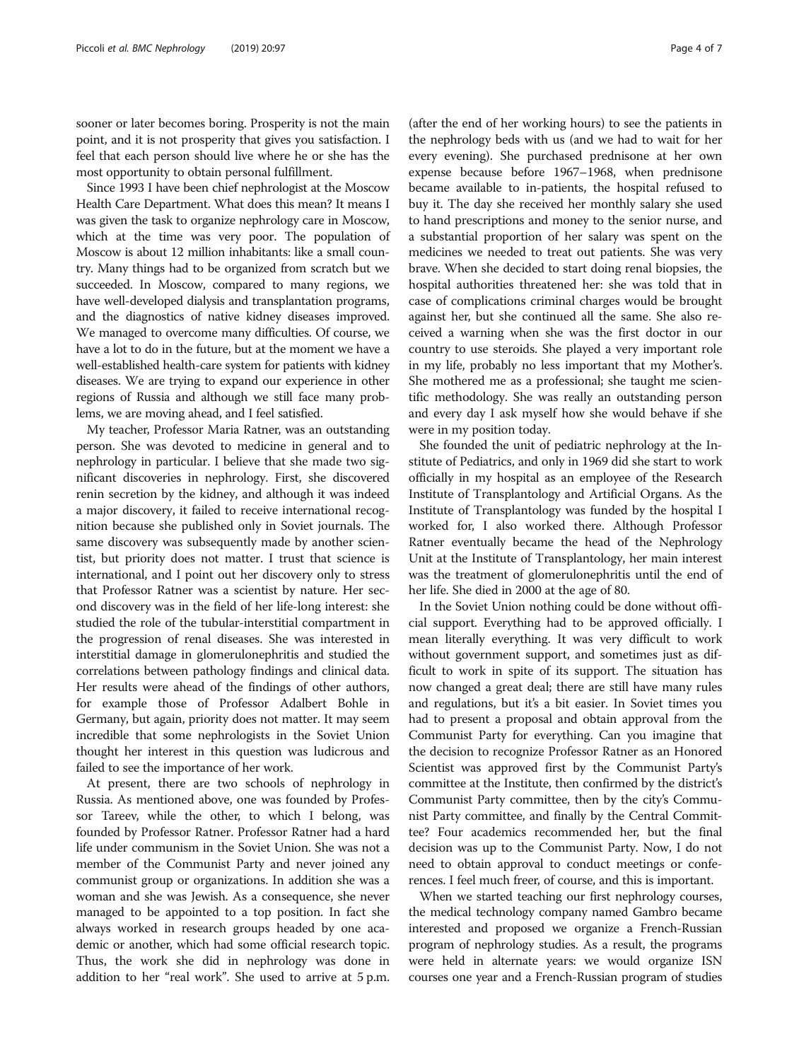sooner or later becomes boring. Prosperity is not the main point, and it is not prosperity that gives you satisfaction. I feel that each person should live where he or she has the most opportunity to obtain personal fulfillment.

Since 1993 I have been chief nephrologist at the Moscow Health Care Department. What does this mean? It means I was given the task to organize nephrology care in Moscow, which at the time was very poor. The population of Moscow is about 12 million inhabitants: like a small country. Many things had to be organized from scratch but we succeeded. In Moscow, compared to many regions, we have well-developed dialysis and transplantation programs, and the diagnostics of native kidney diseases improved. We managed to overcome many difficulties. Of course, we have a lot to do in the future, but at the moment we have a well-established health-care system for patients with kidney diseases. We are trying to expand our experience in other regions of Russia and although we still face many problems, we are moving ahead, and I feel satisfied.

My teacher, Professor Maria Ratner, was an outstanding person. She was devoted to medicine in general and to nephrology in particular. I believe that she made two significant discoveries in nephrology. First, she discovered renin secretion by the kidney, and although it was indeed a major discovery, it failed to receive international recognition because she published only in Soviet journals. The same discovery was subsequently made by another scientist, but priority does not matter. I trust that science is international, and I point out her discovery only to stress that Professor Ratner was a scientist by nature. Her second discovery was in the field of her life-long interest: she studied the role of the tubular-interstitial compartment in the progression of renal diseases. She was interested in interstitial damage in glomerulonephritis and studied the correlations between pathology findings and clinical data. Her results were ahead of the findings of other authors, for example those of Professor Adalbert Bohle in Germany, but again, priority does not matter. It may seem incredible that some nephrologists in the Soviet Union thought her interest in this question was ludicrous and failed to see the importance of her work.

At present, there are two schools of nephrology in Russia. As mentioned above, one was founded by Professor Tareev, while the other, to which I belong, was founded by Professor Ratner. Professor Ratner had a hard life under communism in the Soviet Union. She was not a member of the Communist Party and never joined any communist group or organizations. In addition she was a woman and she was Jewish. As a consequence, she never managed to be appointed to a top position. In fact she always worked in research groups headed by one academic or another, which had some official research topic. Thus, the work she did in nephrology was done in addition to her "real work". She used to arrive at 5 p.m. (after the end of her working hours) to see the patients in the nephrology beds with us (and we had to wait for her every evening). She purchased prednisone at her own expense because before 1967–1968, when prednisone became available to in-patients, the hospital refused to buy it. The day she received her monthly salary she used to hand prescriptions and money to the senior nurse, and a substantial proportion of her salary was spent on the medicines we needed to treat out patients. She was very brave. When she decided to start doing renal biopsies, the hospital authorities threatened her: she was told that in case of complications criminal charges would be brought against her, but she continued all the same. She also received a warning when she was the first doctor in our country to use steroids. She played a very important role in my life, probably no less important that my Mother's. She mothered me as a professional; she taught me scientific methodology. She was really an outstanding person and every day I ask myself how she would behave if she were in my position today.

She founded the unit of pediatric nephrology at the Institute of Pediatrics, and only in 1969 did she start to work officially in my hospital as an employee of the Research Institute of Transplantology and Artificial Organs. As the Institute of Transplantology was funded by the hospital I worked for, I also worked there. Although Professor Ratner eventually became the head of the Nephrology Unit at the Institute of Transplantology, her main interest was the treatment of glomerulonephritis until the end of her life. She died in 2000 at the age of 80.

In the Soviet Union nothing could be done without official support. Everything had to be approved officially. I mean literally everything. It was very difficult to work without government support, and sometimes just as difficult to work in spite of its support. The situation has now changed a great deal; there are still have many rules and regulations, but it's a bit easier. In Soviet times you had to present a proposal and obtain approval from the Communist Party for everything. Can you imagine that the decision to recognize Professor Ratner as an Honored Scientist was approved first by the Communist Party's committee at the Institute, then confirmed by the district's Communist Party committee, then by the city's Communist Party committee, and finally by the Central Committee? Four academics recommended her, but the final decision was up to the Communist Party. Now, I do not need to obtain approval to conduct meetings or conferences. I feel much freer, of course, and this is important.

When we started teaching our first nephrology courses, the medical technology company named Gambro became interested and proposed we organize a French-Russian program of nephrology studies. As a result, the programs were held in alternate years: we would organize ISN courses one year and a French-Russian program of studies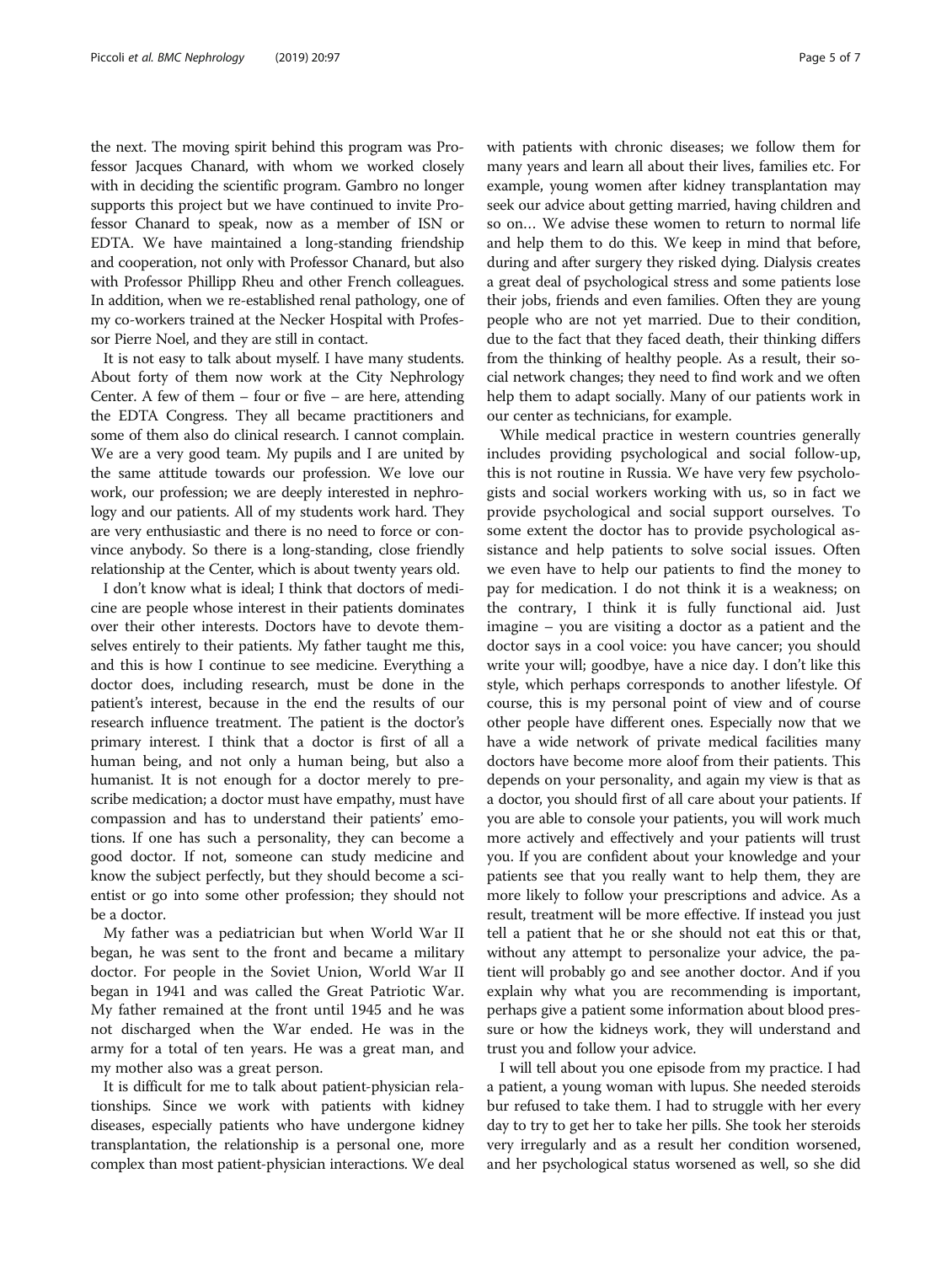the next. The moving spirit behind this program was Professor Jacques Chanard, with whom we worked closely with in deciding the scientific program. Gambro no longer supports this project but we have continued to invite Professor Chanard to speak, now as a member of ISN or EDTA. We have maintained a long-standing friendship and cooperation, not only with Professor Chanard, but also with Professor Phillipp Rheu and other French colleagues. In addition, when we re-established renal pathology, one of my co-workers trained at the Necker Hospital with Professor Pierre Noel, and they are still in contact.

It is not easy to talk about myself. I have many students. About forty of them now work at the City Nephrology Center. A few of them – four or five – are here, attending the EDTA Congress. They all became practitioners and some of them also do clinical research. I cannot complain. We are a very good team. My pupils and I are united by the same attitude towards our profession. We love our work, our profession; we are deeply interested in nephrology and our patients. All of my students work hard. They are very enthusiastic and there is no need to force or convince anybody. So there is a long-standing, close friendly relationship at the Center, which is about twenty years old.

I don't know what is ideal; I think that doctors of medicine are people whose interest in their patients dominates over their other interests. Doctors have to devote themselves entirely to their patients. My father taught me this, and this is how I continue to see medicine. Everything a doctor does, including research, must be done in the patient's interest, because in the end the results of our research influence treatment. The patient is the doctor's primary interest. I think that a doctor is first of all a human being, and not only a human being, but also a humanist. It is not enough for a doctor merely to prescribe medication; a doctor must have empathy, must have compassion and has to understand their patients' emotions. If one has such a personality, they can become a good doctor. If not, someone can study medicine and know the subject perfectly, but they should become a scientist or go into some other profession; they should not be a doctor.

My father was a pediatrician but when World War II began, he was sent to the front and became a military doctor. For people in the Soviet Union, World War II began in 1941 and was called the Great Patriotic War. My father remained at the front until 1945 and he was not discharged when the War ended. He was in the army for a total of ten years. He was a great man, and my mother also was a great person.

It is difficult for me to talk about patient-physician relationships. Since we work with patients with kidney diseases, especially patients who have undergone kidney transplantation, the relationship is a personal one, more complex than most patient-physician interactions. We deal with patients with chronic diseases; we follow them for many years and learn all about their lives, families etc. For example, young women after kidney transplantation may seek our advice about getting married, having children and so on… We advise these women to return to normal life and help them to do this. We keep in mind that before, during and after surgery they risked dying. Dialysis creates a great deal of psychological stress and some patients lose their jobs, friends and even families. Often they are young people who are not yet married. Due to their condition, due to the fact that they faced death, their thinking differs from the thinking of healthy people. As a result, their social network changes; they need to find work and we often help them to adapt socially. Many of our patients work in our center as technicians, for example.

While medical practice in western countries generally includes providing psychological and social follow-up, this is not routine in Russia. We have very few psychologists and social workers working with us, so in fact we provide psychological and social support ourselves. To some extent the doctor has to provide psychological assistance and help patients to solve social issues. Often we even have to help our patients to find the money to pay for medication. I do not think it is a weakness; on the contrary, I think it is fully functional aid. Just imagine – you are visiting a doctor as a patient and the doctor says in a cool voice: you have cancer; you should write your will; goodbye, have a nice day. I don't like this style, which perhaps corresponds to another lifestyle. Of course, this is my personal point of view and of course other people have different ones. Especially now that we have a wide network of private medical facilities many doctors have become more aloof from their patients. This depends on your personality, and again my view is that as a doctor, you should first of all care about your patients. If you are able to console your patients, you will work much more actively and effectively and your patients will trust you. If you are confident about your knowledge and your patients see that you really want to help them, they are more likely to follow your prescriptions and advice. As a result, treatment will be more effective. If instead you just tell a patient that he or she should not eat this or that, without any attempt to personalize your advice, the patient will probably go and see another doctor. And if you explain why what you are recommending is important, perhaps give a patient some information about blood pressure or how the kidneys work, they will understand and trust you and follow your advice.

I will tell about you one episode from my practice. I had a patient, a young woman with lupus. She needed steroids bur refused to take them. I had to struggle with her every day to try to get her to take her pills. She took her steroids very irregularly and as a result her condition worsened, and her psychological status worsened as well, so she did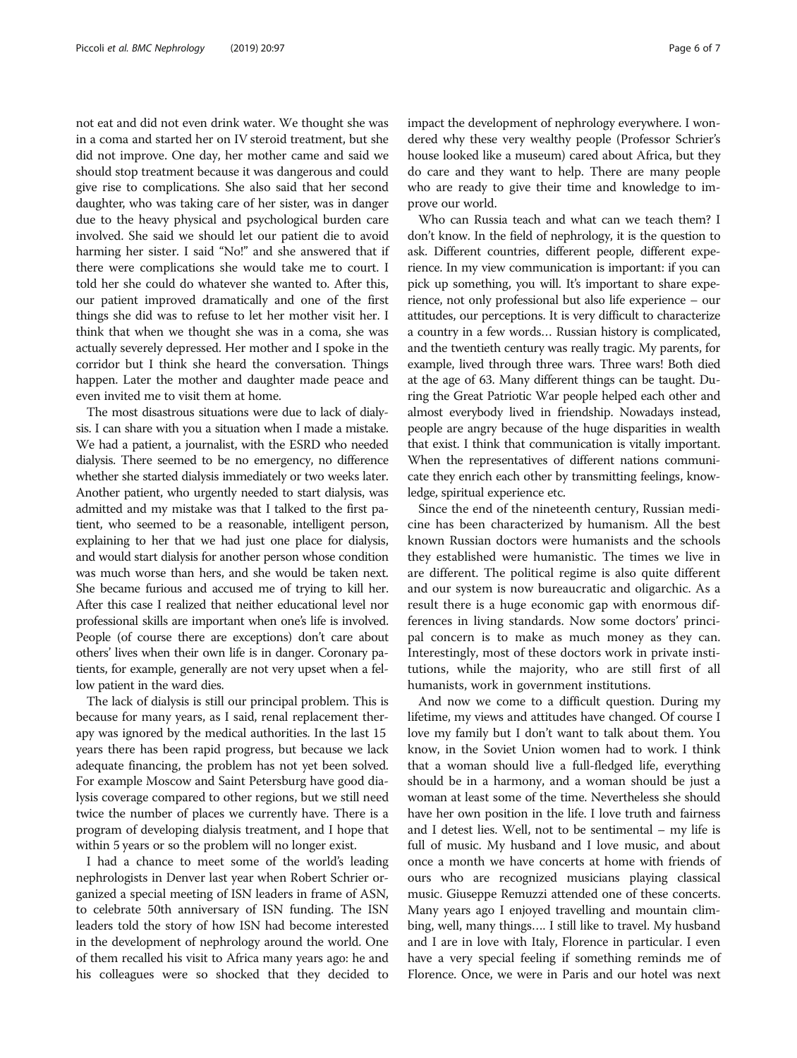not eat and did not even drink water. We thought she was in a coma and started her on IV steroid treatment, but she did not improve. One day, her mother came and said we should stop treatment because it was dangerous and could give rise to complications. She also said that her second daughter, who was taking care of her sister, was in danger due to the heavy physical and psychological burden care involved. She said we should let our patient die to avoid harming her sister. I said "No!" and she answered that if there were complications she would take me to court. I told her she could do whatever she wanted to. After this, our patient improved dramatically and one of the first things she did was to refuse to let her mother visit her. I think that when we thought she was in a coma, she was actually severely depressed. Her mother and I spoke in the corridor but I think she heard the conversation. Things happen. Later the mother and daughter made peace and even invited me to visit them at home.

The most disastrous situations were due to lack of dialysis. I can share with you a situation when I made a mistake. We had a patient, a journalist, with the ESRD who needed dialysis. There seemed to be no emergency, no difference whether she started dialysis immediately or two weeks later. Another patient, who urgently needed to start dialysis, was admitted and my mistake was that I talked to the first patient, who seemed to be a reasonable, intelligent person, explaining to her that we had just one place for dialysis, and would start dialysis for another person whose condition was much worse than hers, and she would be taken next. She became furious and accused me of trying to kill her. After this case I realized that neither educational level nor professional skills are important when one's life is involved. People (of course there are exceptions) don't care about others' lives when their own life is in danger. Coronary patients, for example, generally are not very upset when a fellow patient in the ward dies.

The lack of dialysis is still our principal problem. This is because for many years, as I said, renal replacement therapy was ignored by the medical authorities. In the last 15 years there has been rapid progress, but because we lack adequate financing, the problem has not yet been solved. For example Moscow and Saint Petersburg have good dialysis coverage compared to other regions, but we still need twice the number of places we currently have. There is a program of developing dialysis treatment, and I hope that within 5 years or so the problem will no longer exist.

I had a chance to meet some of the world's leading nephrologists in Denver last year when Robert Schrier organized a special meeting of ISN leaders in frame of ASN, to celebrate 50th anniversary of ISN funding. The ISN leaders told the story of how ISN had become interested in the development of nephrology around the world. One of them recalled his visit to Africa many years ago: he and his colleagues were so shocked that they decided to impact the development of nephrology everywhere. I wondered why these very wealthy people (Professor Schrier's house looked like a museum) cared about Africa, but they do care and they want to help. There are many people who are ready to give their time and knowledge to improve our world.

Who can Russia teach and what can we teach them? I don't know. In the field of nephrology, it is the question to ask. Different countries, different people, different experience. In my view communication is important: if you can pick up something, you will. It's important to share experience, not only professional but also life experience – our attitudes, our perceptions. It is very difficult to characterize a country in a few words… Russian history is complicated, and the twentieth century was really tragic. My parents, for example, lived through three wars. Three wars! Both died at the age of 63. Many different things can be taught. During the Great Patriotic War people helped each other and almost everybody lived in friendship. Nowadays instead, people are angry because of the huge disparities in wealth that exist. I think that communication is vitally important. When the representatives of different nations communicate they enrich each other by transmitting feelings, knowledge, spiritual experience etc.

Since the end of the nineteenth century, Russian medicine has been characterized by humanism. All the best known Russian doctors were humanists and the schools they established were humanistic. The times we live in are different. The political regime is also quite different and our system is now bureaucratic and oligarchic. As a result there is a huge economic gap with enormous differences in living standards. Now some doctors' principal concern is to make as much money as they can. Interestingly, most of these doctors work in private institutions, while the majority, who are still first of all humanists, work in government institutions.

And now we come to a difficult question. During my lifetime, my views and attitudes have changed. Of course I love my family but I don't want to talk about them. You know, in the Soviet Union women had to work. I think that a woman should live a full-fledged life, everything should be in a harmony, and a woman should be just a woman at least some of the time. Nevertheless she should have her own position in the life. I love truth and fairness and I detest lies. Well, not to be sentimental – my life is full of music. My husband and I love music, and about once a month we have concerts at home with friends of ours who are recognized musicians playing classical music. Giuseppe Remuzzi attended one of these concerts. Many years ago I enjoyed travelling and mountain climbing, well, many things…. I still like to travel. My husband and I are in love with Italy, Florence in particular. I even have a very special feeling if something reminds me of Florence. Once, we were in Paris and our hotel was next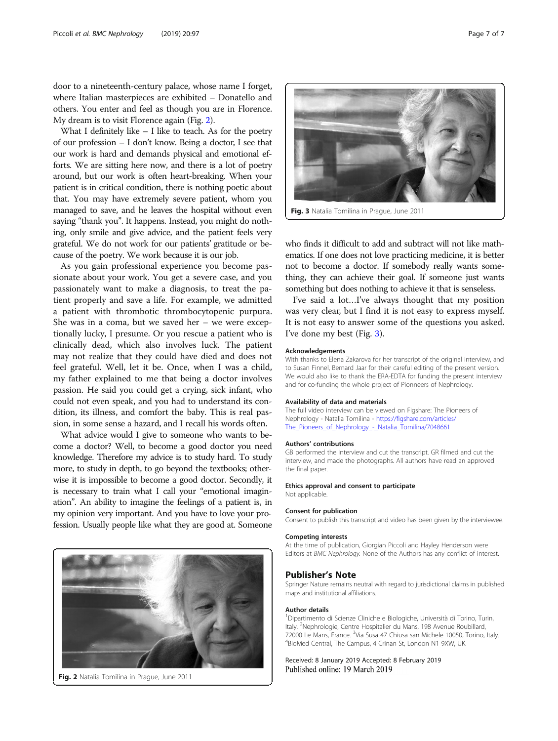door to a nineteenth-century palace, whose name I forget, where Italian masterpieces are exhibited – Donatello and others. You enter and feel as though you are in Florence. My dream is to visit Florence again (Fig. 2).

What I definitely like – I like to teach. As for the poetry of our profession – I don't know. Being a doctor, I see that our work is hard and demands physical and emotional efforts. We are sitting here now, and there is a lot of poetry around, but our work is often heart-breaking. When your patient is in critical condition, there is nothing poetic about that. You may have extremely severe patient, whom you managed to save, and he leaves the hospital without even saying "thank you". It happens. Instead, you might do nothing, only smile and give advice, and the patient feels very grateful. We do not work for our patients' gratitude or because of the poetry. We work because it is our job.

As you gain professional experience you become passionate about your work. You get a severe case, and you passionately want to make a diagnosis, to treat the patient properly and save a life. For example, we admitted a patient with thrombotic thrombocytopenic purpura. She was in a coma, but we saved her – we were exceptionally lucky, I presume. Or you rescue a patient who is clinically dead, which also involves luck. The patient may not realize that they could have died and does not feel grateful. Well, let it be. Once, when I was a child, my father explained to me that being a doctor involves passion. He said you could get a crying, sick infant, who could not even speak, and you had to understand its condition, its illness, and comfort the baby. This is real passion, in some sense a hazard, and I recall his words often.

What advice would I give to someone who wants to become a doctor? Well, to become a good doctor you need knowledge. Therefore my advice is to study hard. To study more, to study in depth, to go beyond the textbooks; otherwise it is impossible to become a good doctor. Secondly, it is necessary to train what I call your "emotional imagination". An ability to imagine the feelings of a patient is, in my opinion very important. And you have to love your profession. Usually people like what they are good at. Someone who finds it difficult to add and subtract will not like mathematics. If one does not love practicing medicine, it is better not to become a doctor. If somebody really wants something, they can achieve their goal. If someone just wants something but does nothing to achieve it that is senseless.

I've said a lot…I've always thought that my position was very clear, but I find it is not easy to express myself. It is not easy to answer some of the questions you asked. I've done my best (Fig. 3).

**Fig. 2** Natalia Tomilina in Prague, June 2011

**Fig. 3** Natalia Tomilina in Prague, June 2011

#### Acknowledgements
With thanks to Elena Zakarova for her transcript of the original interview, and to Susan Finnel, Bernard Jaar for their careful editing of the present version. We would also like to thank the ERA-EDTA for funding the present interview and for co-funding the whole project of Pionneers of Nephrology.

#### Availability of data and materials
The full video interview can be viewed on Figshare: The Pioneers of Nephrology - Natalia Tomilina - https://figshare.com/articles/The_Pioneers_of_Nephrology_-_Natalia_Tomilina/7048661

#### Authors' contributions
GB performed the interview and cut the transcript. GR filmed and cut the interview, and made the photographs. All authors have read an approved the final paper.

#### Ethics approval and consent to participate
Not applicable.

#### Consent for publication
Consent to publish this transcript and video has been given by the interviewee.

#### Competing interests
At the time of publication, Giorgian Piccoli and Hayley Henderson were Editors at *BMC Nephrology*. None of the Authors has any conflict of interest.

## Publisher's Note
Springer Nature remains neutral with regard to jurisdictional claims in published maps and institutional affiliations.

#### Author details
[1]Dipartimento di Scienze Cliniche e Biologiche, Università di Torino, Turin, Italy. [2]Nephrologie, Centre Hospitalier du Mans, 198 Avenue Roubillard, 72000 Le Mans, France. [3]Via Susa 47 Chiusa san Michele 10050, Torino, Italy. [4]BioMed Central, The Campus, 4 Crinan St, London N1 9XW, UK.

Received: 8 January 2019 Accepted: 8 February 2019
Published online: 19 March 2019